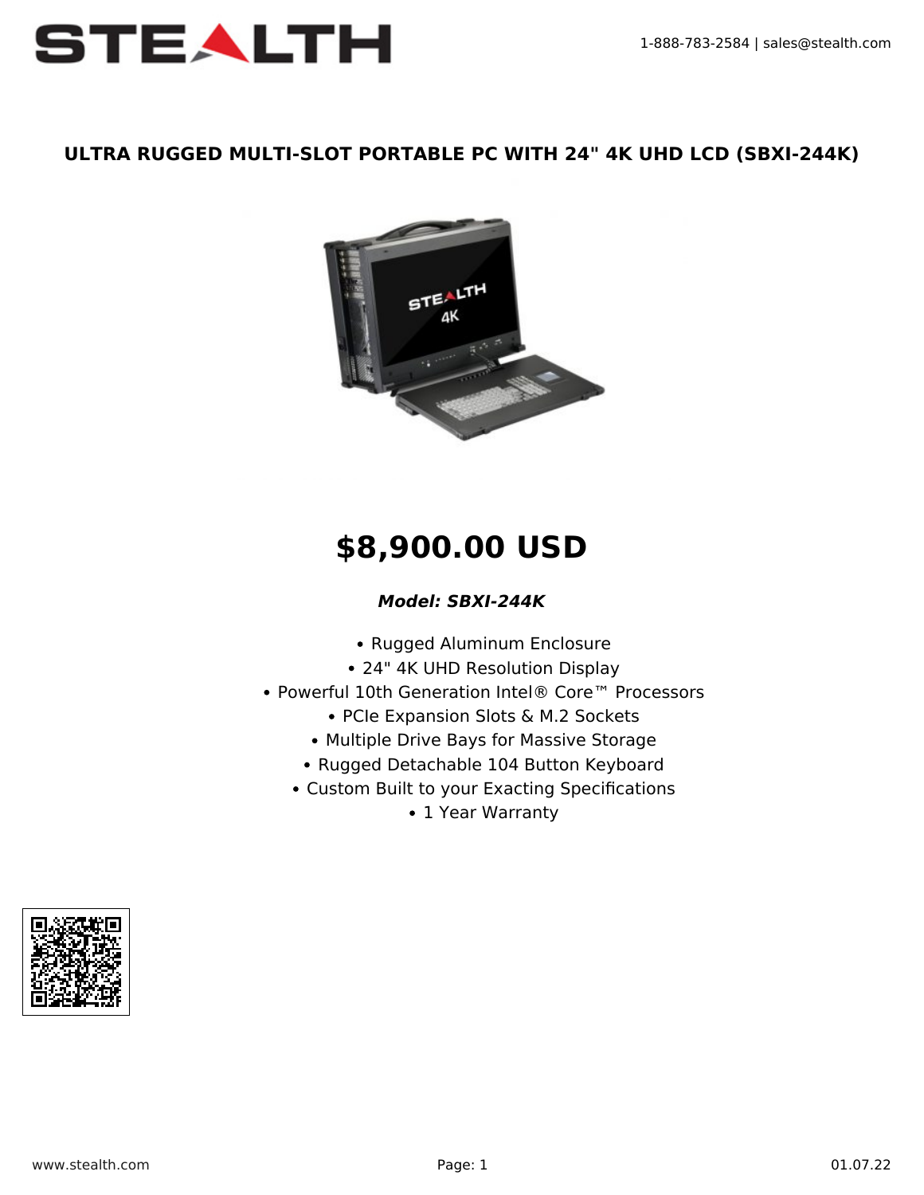# ULTRA RUGGED MULTI-SLOT PORTABLE PC WITH 24" 4K UHD LCD (SBXI-244K)

## $8,900.00 USD

***Model: SBXI-244K***

- Rugged Aluminum Enclosure
- 24" 4K UHD Resolution Display
- Powerful 10th Generation Intel® Core™ Processors
- PCIe Expansion Slots & M.2 Sockets
- Multiple Drive Bays for Massive Storage
- Rugged Detachable 104 Button Keyboard
- Custom Built to your Exacting Specifications
- 1 Year Warranty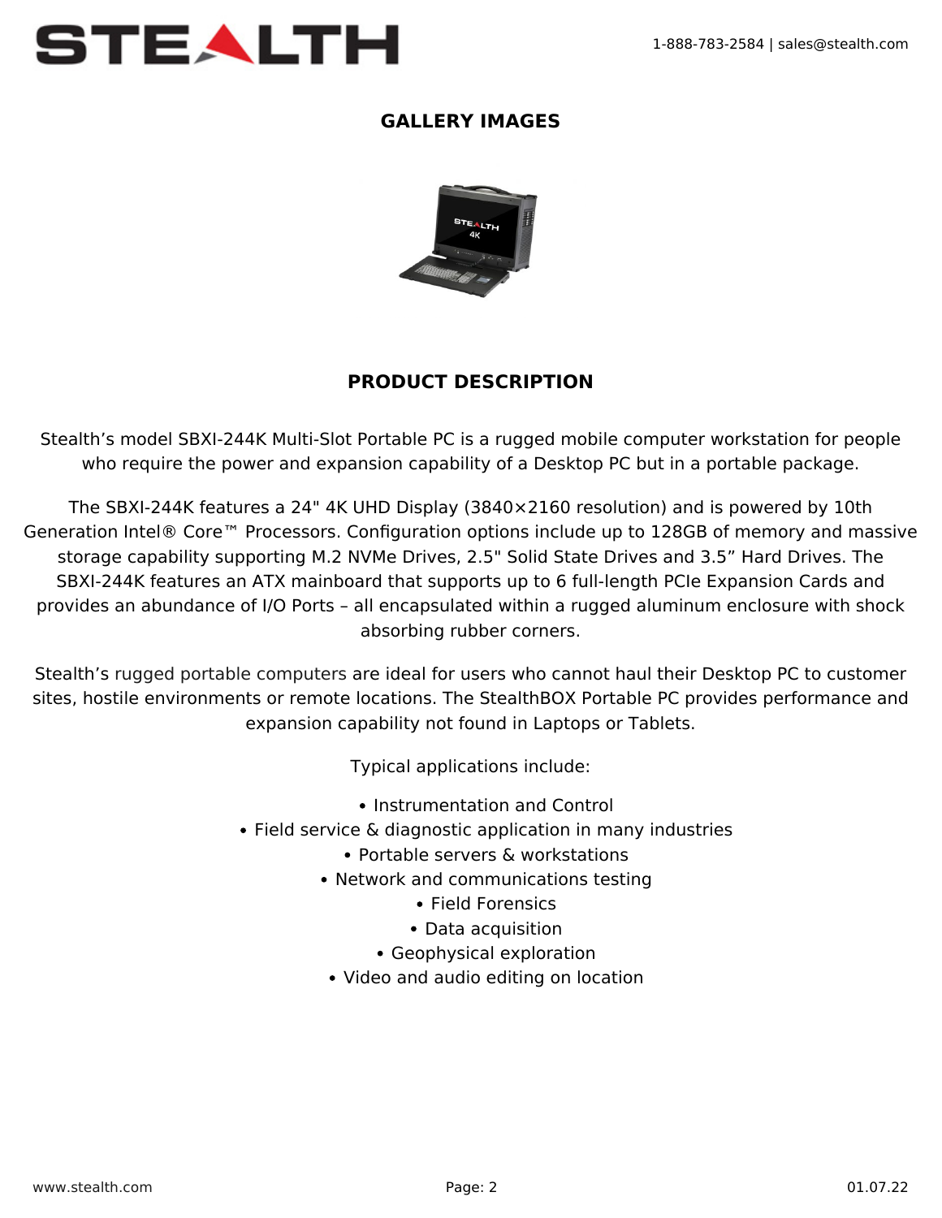## GALLERY IMAGES

## PRODUCT DESCRIPTION

Stealth's model SBXI-244K Multi-Slot Portable PC is a rugged mobile computer workstation for people who require the power and expansion capability of a Desktop PC but in a portable package.

The SBXI-244K features a 24" 4K UHD Display (3840×2160 resolution) and is powered by 10th Generation Intel® Core™ Processors. Configuration options include up to 128GB of memory and massive storage capability supporting M.2 NVMe Drives, 2.5" Solid State Drives and 3.5" Hard Drives. The SBXI-244K features an ATX mainboard that supports up to 6 full-length PCIe Expansion Cards and provides an abundance of I/O Ports – all encapsulated within a rugged aluminum enclosure with shock absorbing rubber corners.

Stealth's rugged portable computers are ideal for users who cannot haul their Desktop PC to customer sites, hostile environments or remote locations. The StealthBOX Portable PC provides performance and expansion capability not found in Laptops or Tablets.

Typical applications include:

- Instrumentation and Control
- Field service & diagnostic application in many industries
- Portable servers & workstations
- Network and communications testing
- Field Forensics
- Data acquisition
- Geophysical exploration
- Video and audio editing on location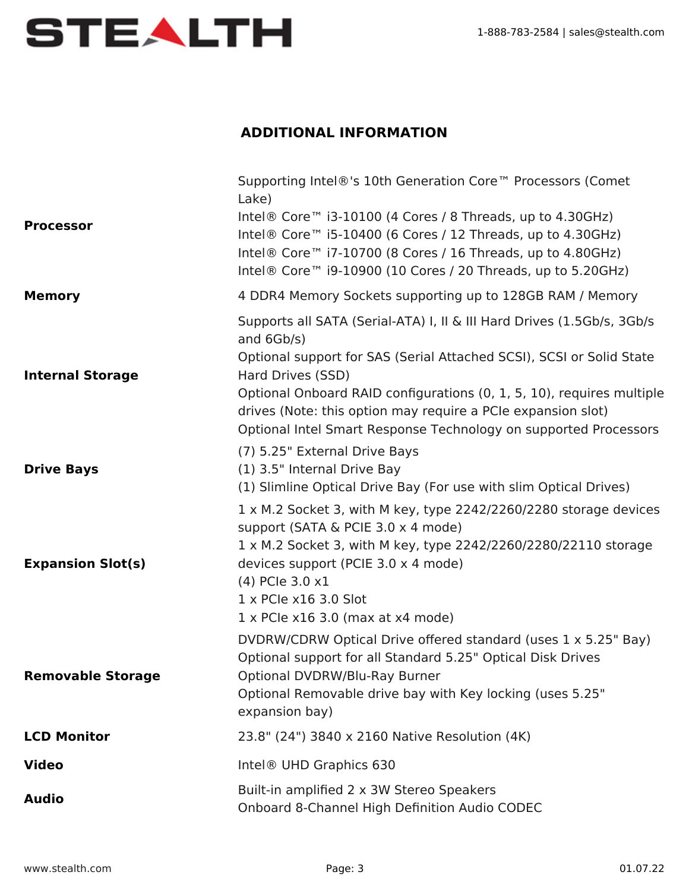## ADDITIONAL INFORMATION

| | |
|---|---|
| **Processor** | Supporting Intel®'s 10th Generation Core™ Processors (Comet Lake)<br>Intel® Core™ i3-10100 (4 Cores / 8 Threads, up to 4.30GHz)<br>Intel® Core™ i5-10400 (6 Cores / 12 Threads, up to 4.30GHz)<br>Intel® Core™ i7-10700 (8 Cores / 16 Threads, up to 4.80GHz)<br>Intel® Core™ i9-10900 (10 Cores / 20 Threads, up to 5.20GHz) |
| **Memory** | 4 DDR4 Memory Sockets supporting up to 128GB RAM / Memory |
| **Internal Storage** | Supports all SATA (Serial-ATA) I, II & III Hard Drives (1.5Gb/s, 3Gb/s and 6Gb/s)<br>Optional support for SAS (Serial Attached SCSI), SCSI or Solid State Hard Drives (SSD)<br>Optional Onboard RAID configurations (0, 1, 5, 10), requires multiple drives (Note: this option may require a PCIe expansion slot)<br>Optional Intel Smart Response Technology on supported Processors |
| **Drive Bays** | (7) 5.25" External Drive Bays<br>(1) 3.5" Internal Drive Bay<br>(1) Slimline Optical Drive Bay (For use with slim Optical Drives) |
| **Expansion Slot(s)** | 1 x M.2 Socket 3, with M key, type 2242/2260/2280 storage devices support (SATA & PCIE 3.0 x 4 mode)<br>1 x M.2 Socket 3, with M key, type 2242/2260/2280/22110 storage devices support (PCIE 3.0 x 4 mode)<br>(4) PCIe 3.0 x1<br>1 x PCIe x16 3.0 Slot<br>1 x PCIe x16 3.0 (max at x4 mode) |
| **Removable Storage** | DVDRW/CDRW Optical Drive offered standard (uses 1 x 5.25" Bay)<br>Optional support for all Standard 5.25" Optical Disk Drives<br>Optional DVDRW/Blu-Ray Burner<br>Optional Removable drive bay with Key locking (uses 5.25" expansion bay) |
| **LCD Monitor** | 23.8" (24") 3840 x 2160 Native Resolution (4K) |
| **Video** | Intel® UHD Graphics 630 |
| **Audio** | Built-in amplified 2 x 3W Stereo Speakers<br>Onboard 8-Channel High Definition Audio CODEC |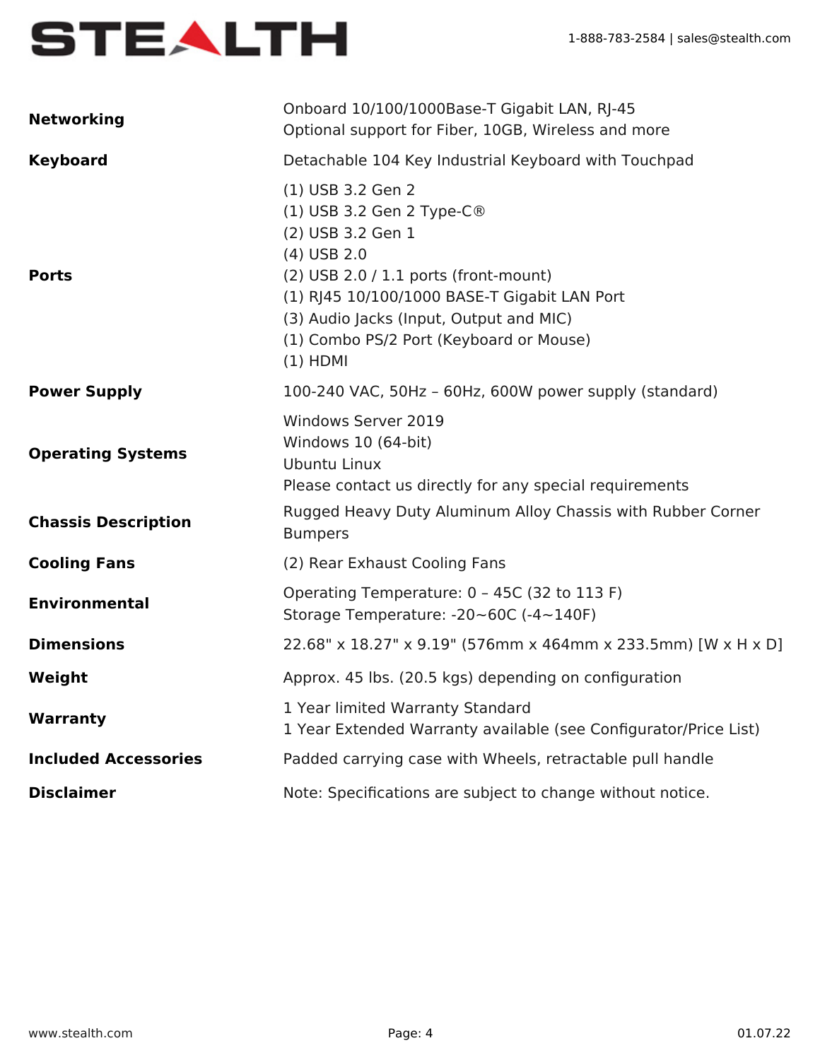| | |
|---|---|
| **Networking** | Onboard 10/100/1000Base-T Gigabit LAN, RJ-45<br>Optional support for Fiber, 10GB, Wireless and more |
| **Keyboard** | Detachable 104 Key Industrial Keyboard with Touchpad |
| **Ports** | (1) USB 3.2 Gen 2<br>(1) USB 3.2 Gen 2 Type-C®<br>(2) USB 3.2 Gen 1<br>(4) USB 2.0<br>(2) USB 2.0 / 1.1 ports (front-mount)<br>(1) RJ45 10/100/1000 BASE-T Gigabit LAN Port<br>(3) Audio Jacks (Input, Output and MIC)<br>(1) Combo PS/2 Port (Keyboard or Mouse)<br>(1) HDMI |
| **Power Supply** | 100-240 VAC, 50Hz – 60Hz, 600W power supply (standard) |
| **Operating Systems** | Windows Server 2019<br>Windows 10 (64-bit)<br>Ubuntu Linux<br>Please contact us directly for any special requirements |
| **Chassis Description** | Rugged Heavy Duty Aluminum Alloy Chassis with Rubber Corner Bumpers |
| **Cooling Fans** | (2) Rear Exhaust Cooling Fans |
| **Environmental** | Operating Temperature: 0 – 45C (32 to 113 F)<br>Storage Temperature: -20~60C (-4~140F) |
| **Dimensions** | 22.68" x 18.27" x 9.19" (576mm x 464mm x 233.5mm) [W x H x D] |
| **Weight** | Approx. 45 lbs. (20.5 kgs) depending on configuration |
| **Warranty** | 1 Year limited Warranty Standard<br>1 Year Extended Warranty available (see Configurator/Price List) |
| **Included Accessories** | Padded carrying case with Wheels, retractable pull handle |
| **Disclaimer** | Note: Specifications are subject to change without notice. |